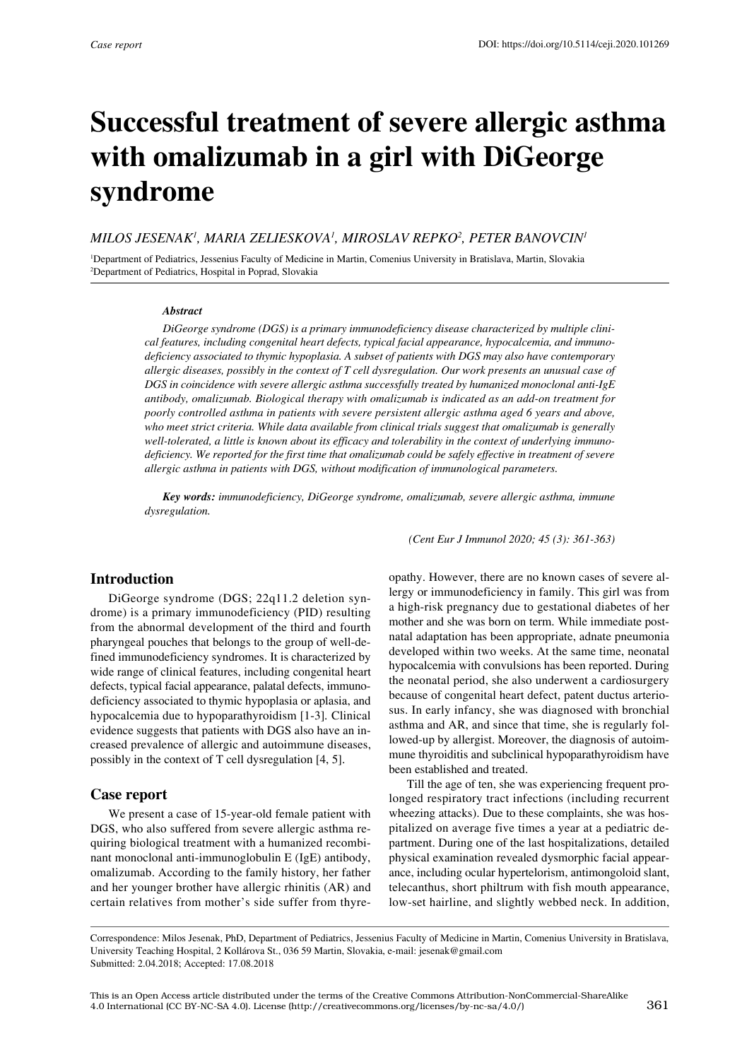# Successful treatment of severe allergic asthma with omalizumab in a girl with DiGeorge syndrome

*MILOS JESENAK[1], MARIA ZELIESKOVA[1], MIROSLAV REPKO[2], PETER BANOVCIN[1]*

[1]Department of Pediatrics, Jessenius Faculty of Medicine in Martin, Comenius University in Bratislava, Martin, Slovakia
[2]Department of Pediatrics, Hospital in Poprad, Slovakia

***Abstract***

*DiGeorge syndrome (DGS) is a primary immunodeficiency disease characterized by multiple clinical features, including congenital heart defects, typical facial appearance, hypocalcemia, and immunodeficiency associated to thymic hypoplasia. A subset of patients with DGS may also have contemporary allergic diseases, possibly in the context of T cell dysregulation. Our work presents an unusual case of DGS in coincidence with severe allergic asthma successfully treated by humanized monoclonal anti-IgE antibody, omalizumab. Biological therapy with omalizumab is indicated as an add-on treatment for poorly controlled asthma in patients with severe persistent allergic asthma aged 6 years and above, who meet strict criteria. While data available from clinical trials suggest that omalizumab is generally well-tolerated, a little is known about its efficacy and tolerability in the context of underlying immunodeficiency. We reported for the first time that omalizumab could be safely effective in treatment of severe allergic asthma in patients with DGS, without modification of immunological parameters.*

***Key words:*** *immunodeficiency, DiGeorge syndrome, omalizumab, severe allergic asthma, immune dysregulation.*

## Introduction

DiGeorge syndrome (DGS; 22q11.2 deletion syndrome) is a primary immunodeficiency (PID) resulting from the abnormal development of the third and fourth pharyngeal pouches that belongs to the group of well-defined immunodeficiency syndromes. It is characterized by wide range of clinical features, including congenital heart defects, typical facial appearance, palatal defects, immunodeficiency associated to thymic hypoplasia or aplasia, and hypocalcemia due to hypoparathyroidism [1-3]. Clinical evidence suggests that patients with DGS also have an increased prevalence of allergic and autoimmune diseases, possibly in the context of T cell dysregulation [4, 5].

## Case report

We present a case of 15-year-old female patient with DGS, who also suffered from severe allergic asthma requiring biological treatment with a humanized recombinant monoclonal anti-immunoglobulin E (IgE) antibody, omalizumab. According to the family history, her father and her younger brother have allergic rhinitis (AR) and certain relatives from mother's side suffer from thyreopathy. However, there are no known cases of severe allergy or immunodeficiency in family. This girl was from a high-risk pregnancy due to gestational diabetes of her mother and she was born on term. While immediate postnatal adaptation has been appropriate, adnate pneumonia developed within two weeks. At the same time, neonatal hypocalcemia with convulsions has been reported. During the neonatal period, she also underwent a cardiosurgery because of congenital heart defect, patent ductus arteriosus. In early infancy, she was diagnosed with bronchial asthma and AR, and since that time, she is regularly followed-up by allergist. Moreover, the diagnosis of autoimmune thyroiditis and subclinical hypoparathyroidism have been established and treated.

Till the age of ten, she was experiencing frequent prolonged respiratory tract infections (including recurrent wheezing attacks). Due to these complaints, she was hospitalized on average five times a year at a pediatric department. During one of the last hospitalizations, detailed physical examination revealed dysmorphic facial appearance, including ocular hypertelorism, antimongoloid slant, telecanthus, short philtrum with fish mouth appearance, low-set hairline, and slightly webbed neck. In addition,

Correspondence: Milos Jesenak, PhD, Department of Pediatrics, Jessenius Faculty of Medicine in Martin, Comenius University in Bratislava, University Teaching Hospital, 2 Kollárova St., 036 59 Martin, Slovakia, e-mail: jesenak@gmail.com
Submitted: 2.04.2018; Accepted: 17.08.2018

This is an Open Access article distributed under the terms of the Creative Commons Attribution-NonCommercial-ShareAlike 4.0 International (CC BY-NC-SA 4.0). License (http://creativecommons.org/licenses/by-nc-sa/4.0/)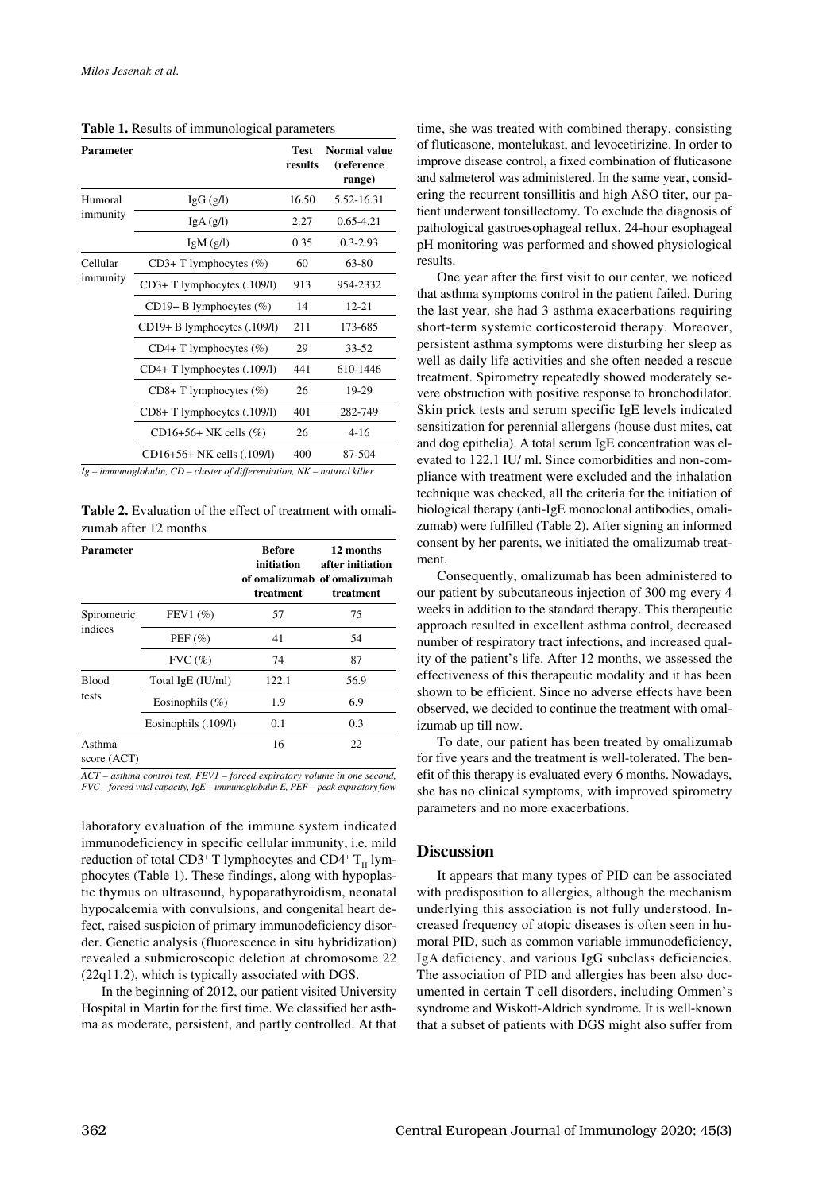**Table 1.** Results of immunological parameters

| Parameter | | Test results | Normal value (reference range) |
|---|---|---|---|
| Humoral immunity | IgG (g/l) | 16.50 | 5.52-16.31 |
| | IgA (g/l) | 2.27 | 0.65-4.21 |
| | IgM (g/l) | 0.35 | 0.3-2.93 |
| Cellular immunity | CD3+ T lymphocytes (%) | 60 | 63-80 |
| | CD3+ T lymphocytes (.109/l) | 913 | 954-2332 |
| | CD19+ B lymphocytes (%) | 14 | 12-21 |
| | CD19+ B lymphocytes (.109/l) | 211 | 173-685 |
| | CD4+ T lymphocytes (%) | 29 | 33-52 |
| | CD4+ T lymphocytes (.109/l) | 441 | 610-1446 |
| | CD8+ T lymphocytes (%) | 26 | 19-29 |
| | CD8+ T lymphocytes (.109/l) | 401 | 282-749 |
| | CD16+56+ NK cells (%) | 26 | 4-16 |
| | CD16+56+ NK cells (.109/l) | 400 | 87-504 |

*Ig – immunoglobulin, CD – cluster of differentiation, NK – natural killer*

**Table 2.** Evaluation of the effect of treatment with omalizumab after 12 months

| Parameter | | Before initiation of omalizumab treatment | 12 months after initiation of omalizumab treatment |
|---|---|---|---|
| Spirometric indices | FEV1 (%) | 57 | 75 |
| | PEF (%) | 41 | 54 |
| | FVC (%) | 74 | 87 |
| Blood tests | Total IgE (IU/ml) | 122.1 | 56.9 |
| | Eosinophils (%) | 1.9 | 6.9 |
| | Eosinophils (.109/l) | 0.1 | 0.3 |
| Asthma score (ACT) | | 16 | 22 |

*ACT – asthma control test, FEV1 – forced expiratory volume in one second, FVC – forced vital capacity, IgE – immunoglobulin E, PEF – peak expiratory flow*

laboratory evaluation of the immune system indicated immunodeficiency in specific cellular immunity, i.e. mild reduction of total $CD3^+$ T lymphocytes and $CD4^+$ $T_H$ lymphocytes (Table 1). These findings, along with hypoplastic thymus on ultrasound, hypoparathyroidism, neonatal hypocalcemia with convulsions, and congenital heart defect, raised suspicion of primary immunodeficiency disorder. Genetic analysis (fluorescence in situ hybridization) revealed a submicroscopic deletion at chromosome 22 (22q11.2), which is typically associated with DGS.

In the beginning of 2012, our patient visited University Hospital in Martin for the first time. We classified her asthma as moderate, persistent, and partly controlled. At that time, she was treated with combined therapy, consisting of fluticasone, montelukast, and levocetirizine. In order to improve disease control, a fixed combination of fluticasone and salmeterol was administered. In the same year, considering the recurrent tonsillitis and high ASO titer, our patient underwent tonsillectomy. To exclude the diagnosis of pathological gastroesophageal reflux, 24-hour esophageal pH monitoring was performed and showed physiological results.

One year after the first visit to our center, we noticed that asthma symptoms control in the patient failed. During the last year, she had 3 asthma exacerbations requiring short-term systemic corticosteroid therapy. Moreover, persistent asthma symptoms were disturbing her sleep as well as daily life activities and she often needed a rescue treatment. Spirometry repeatedly showed moderately severe obstruction with positive response to bronchodilator. Skin prick tests and serum specific IgE levels indicated sensitization for perennial allergens (house dust mites, cat and dog epithelia). A total serum IgE concentration was elevated to 122.1 IU/ ml. Since comorbidities and non-compliance with treatment were excluded and the inhalation technique was checked, all the criteria for the initiation of biological therapy (anti-IgE monoclonal antibodies, omalizumab) were fulfilled (Table 2). After signing an informed consent by her parents, we initiated the omalizumab treatment.

Consequently, omalizumab has been administered to our patient by subcutaneous injection of 300 mg every 4 weeks in addition to the standard therapy. This therapeutic approach resulted in excellent asthma control, decreased number of respiratory tract infections, and increased quality of the patient's life. After 12 months, we assessed the effectiveness of this therapeutic modality and it has been shown to be efficient. Since no adverse effects have been observed, we decided to continue the treatment with omalizumab up till now.

To date, our patient has been treated by omalizumab for five years and the treatment is well-tolerated. The benefit of this therapy is evaluated every 6 months. Nowadays, she has no clinical symptoms, with improved spirometry parameters and no more exacerbations.

## Discussion

It appears that many types of PID can be associated with predisposition to allergies, although the mechanism underlying this association is not fully understood. Increased frequency of atopic diseases is often seen in humoral PID, such as common variable immunodeficiency, IgA deficiency, and various IgG subclass deficiencies. The association of PID and allergies has been also documented in certain T cell disorders, including Ommen's syndrome and Wiskott-Aldrich syndrome. It is well-known that a subset of patients with DGS might also suffer from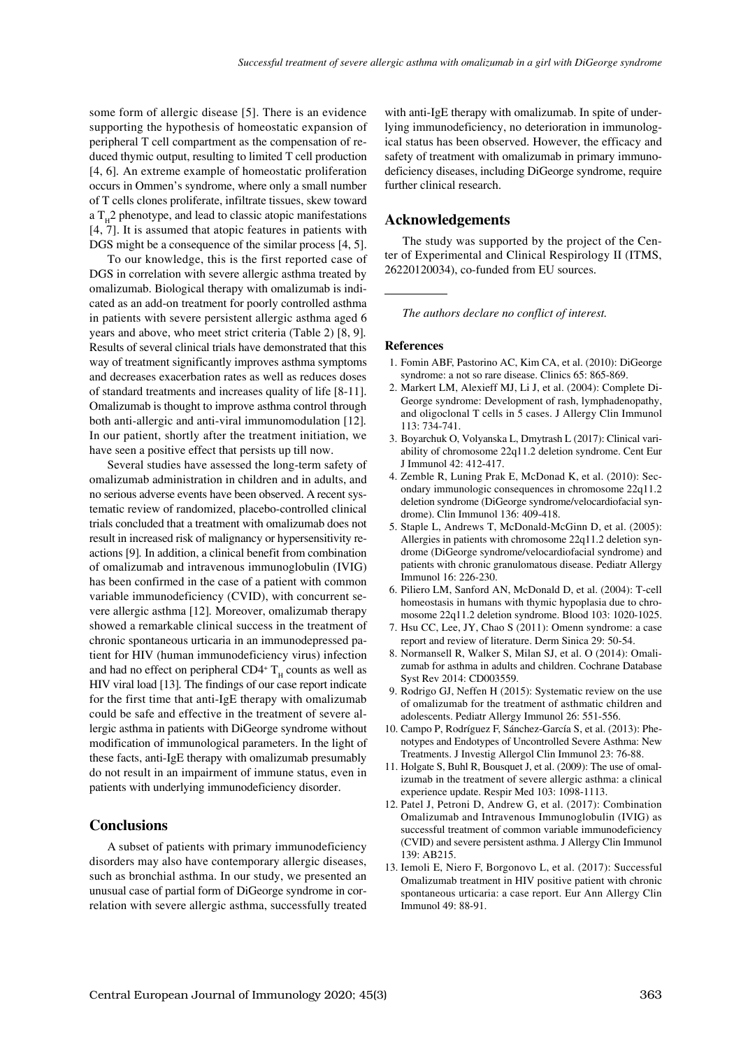some form of allergic disease [5]. There is an evidence supporting the hypothesis of homeostatic expansion of peripheral T cell compartment as the compensation of reduced thymic output, resulting to limited T cell production [4, 6]. An extreme example of homeostatic proliferation occurs in Ommen's syndrome, where only a small number of T cells clones proliferate, infiltrate tissues, skew toward a $T_H2$ phenotype, and lead to classic atopic manifestations [4, 7]. It is assumed that atopic features in patients with DGS might be a consequence of the similar process [4, 5].

To our knowledge, this is the first reported case of DGS in correlation with severe allergic asthma treated by omalizumab. Biological therapy with omalizumab is indicated as an add-on treatment for poorly controlled asthma in patients with severe persistent allergic asthma aged 6 years and above, who meet strict criteria (Table 2) [8, 9]. Results of several clinical trials have demonstrated that this way of treatment significantly improves asthma symptoms and decreases exacerbation rates as well as reduces doses of standard treatments and increases quality of life [8-11]. Omalizumab is thought to improve asthma control through both anti-allergic and anti-viral immunomodulation [12]. In our patient, shortly after the treatment initiation, we have seen a positive effect that persists up till now.

Several studies have assessed the long-term safety of omalizumab administration in children and in adults, and no serious adverse events have been observed. A recent systematic review of randomized, placebo-controlled clinical trials concluded that a treatment with omalizumab does not result in increased risk of malignancy or hypersensitivity reactions [9]. In addition, a clinical benefit from combination of omalizumab and intravenous immunoglobulin (IVIG) has been confirmed in the case of a patient with common variable immunodeficiency (CVID), with concurrent severe allergic asthma [12]. Moreover, omalizumab therapy showed a remarkable clinical success in the treatment of chronic spontaneous urticaria in an immunodepressed patient for HIV (human immunodeficiency virus) infection and had no effect on peripheral $CD4^+$ $T_H$ counts as well as HIV viral load [13]. The findings of our case report indicate for the first time that anti-IgE therapy with omalizumab could be safe and effective in the treatment of severe allergic asthma in patients with DiGeorge syndrome without modification of immunological parameters. In the light of these facts, anti-IgE therapy with omalizumab presumably do not result in an impairment of immune status, even in patients with underlying immunodeficiency disorder.

## Conclusions

A subset of patients with primary immunodeficiency disorders may also have contemporary allergic diseases, such as bronchial asthma. In our study, we presented an unusual case of partial form of DiGeorge syndrome in correlation with severe allergic asthma, successfully treated with anti-IgE therapy with omalizumab. In spite of underlying immunodeficiency, no deterioration in immunological status has been observed. However, the efficacy and safety of treatment with omalizumab in primary immunodeficiency diseases, including DiGeorge syndrome, require further clinical research.

## Acknowledgements

The study was supported by the project of the Center of Experimental and Clinical Respirology II (ITMS, 26220120034), co-funded from EU sources.

*The authors declare no conflict of interest.*

### References

1. Fomin ABF, Pastorino AC, Kim CA, et al. (2010): DiGeorge syndrome: a not so rare disease. Clinics 65: 865-869.
2. Markert LM, Alexieff MJ, Li J, et al. (2004): Complete DiGeorge syndrome: Development of rash, lymphadenopathy, and oligoclonal T cells in 5 cases. J Allergy Clin Immunol 113: 734-741.
3. Boyarchuk O, Volyanska L, Dmytrash L (2017): Clinical variability of chromosome 22q11.2 deletion syndrome. Cent Eur J Immunol 42: 412-417.
4. Zemble R, Luning Prak E, McDonad K, et al. (2010): Secondary immunologic consequences in chromosome 22q11.2 deletion syndrome (DiGeorge syndrome/velocardiofacial syndrome). Clin Immunol 136: 409-418.
5. Staple L, Andrews T, McDonald-McGinn D, et al. (2005): Allergies in patients with chromosome 22q11.2 deletion syndrome (DiGeorge syndrome/velocardiofacial syndrome) and patients with chronic granulomatous disease. Pediatr Allergy Immunol 16: 226-230.
6. Piliero LM, Sanford AN, McDonald D, et al. (2004): T-cell homeostasis in humans with thymic hypoplasia due to chromosome 22q11.2 deletion syndrome. Blood 103: 1020-1025.
7. Hsu CC, Lee, JY, Chao S (2011): Omenn syndrome: a case report and review of literature. Derm Sinica 29: 50-54.
8. Normansell R, Walker S, Milan SJ, et al. O (2014): Omalizumab for asthma in adults and children. Cochrane Database Syst Rev 2014: CD003559.
9. Rodrigo GJ, Neffen H (2015): Systematic review on the use of omalizumab for the treatment of asthmatic children and adolescents. Pediatr Allergy Immunol 26: 551-556.
10. Campo P, Rodríguez F, Sánchez-García S, et al. (2013): Phenotypes and Endotypes of Uncontrolled Severe Asthma: New Treatments. J Investig Allergol Clin Immunol 23: 76-88.
11. Holgate S, Buhl R, Bousquet J, et al. (2009): The use of omalizumab in the treatment of severe allergic asthma: a clinical experience update. Respir Med 103: 1098-1113.
12. Patel J, Petroni D, Andrew G, et al. (2017): Combination Omalizumab and Intravenous Immunoglobulin (IVIG) as successful treatment of common variable immunodeficiency (CVID) and severe persistent asthma. J Allergy Clin Immunol 139: AB215.
13. Iemoli E, Niero F, Borgonovo L, et al. (2017): Successful Omalizumab treatment in HIV positive patient with chronic spontaneous urticaria: a case report. Eur Ann Allergy Clin Immunol 49: 88-91.